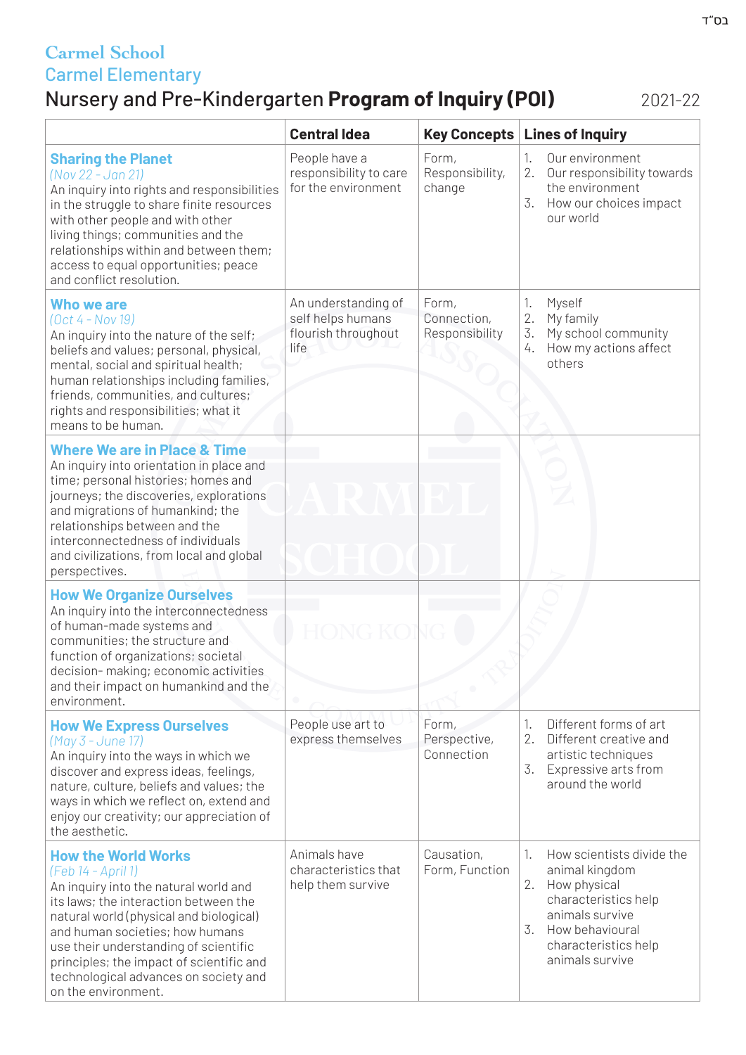בס"ד

# Carmel School

## Carmel Elementary

## Nursery and Pre-Kindergarten **Program of Inquiry (POI)** 2021-22

| | Central Idea | Key Concepts | Lines of Inquiry |
|---|---|---|---|
| **Sharing the Planet** *(Nov 22 - Jan 21)* An inquiry into rights and responsibilities in the struggle to share finite resources with other people and with other living things; communities and the relationships within and between them; access to equal opportunities; peace and conflict resolution. | People have a responsibility to care for the environment | Form, Responsibility, change | 1. Our environment 2. Our responsibility towards the environment 3. How our choices impact our world |
| **Who we are** *(Oct 4 - Nov 19)* An inquiry into the nature of the self; beliefs and values; personal, physical, mental, social and spiritual health; human relationships including families, friends, communities, and cultures; rights and responsibilities; what it means to be human. | An understanding of self helps humans flourish throughout life | Form, Connection, Responsibility | 1. Myself 2. My family 3. My school community 4. How my actions affect others |
| **Where We are in Place & Time** An inquiry into orientation in place and time; personal histories; homes and journeys; the discoveries, explorations and migrations of humankind; the relationships between and the interconnectedness of individuals and civilizations, from local and global perspectives. | | | |
| **How We Organize Ourselves** An inquiry into the interconnectedness of human-made systems and communities; the structure and function of organizations; societal decision- making; economic activities and their impact on humankind and the environment. | | | |
| **How We Express Ourselves** *(May 3 - June 17)* An inquiry into the ways in which we discover and express ideas, feelings, nature, culture, beliefs and values; the ways in which we reflect on, extend and enjoy our creativity; our appreciation of the aesthetic. | People use art to express themselves | Form, Perspective, Connection | 1. Different forms of art 2. Different creative and artistic techniques 3. Expressive arts from around the world |
| **How the World Works** *(Feb 14 - April 1)* An inquiry into the natural world and its laws; the interaction between the natural world (physical and biological) and human societies; how humans use their understanding of scientific principles; the impact of scientific and technological advances on society and on the environment. | Animals have characteristics that help them survive | Causation, Form, Function | 1. How scientists divide the animal kingdom 2. How physical characteristics help animals survive 3. How behavioural characteristics help animals survive |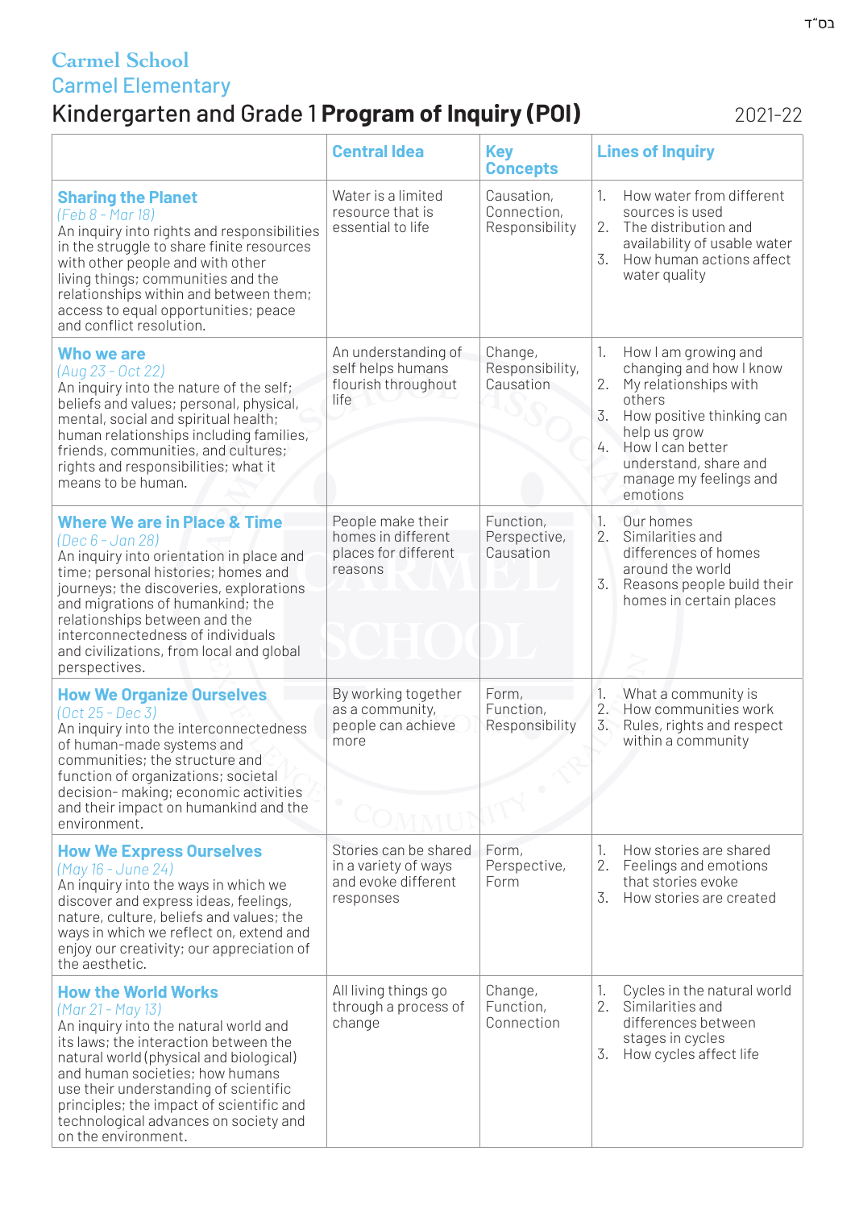בס"ד

# Carmel School

## Carmel Elementary

## Kindergarten and Grade 1 **Program of Inquiry (POI)** 2021-22

| | Central Idea | Key Concepts | Lines of Inquiry |
|---|---|---|---|
| **Sharing the Planet**<br>*(Feb 8 - Mar 18)*<br>An inquiry into rights and responsibilities in the struggle to share finite resources with other people and with other living things; communities and the relationships within and between them; access to equal opportunities; peace and conflict resolution. | Water is a limited resource that is essential to life | Causation, Connection, Responsibility | 1. How water from different sources is used<br>2. The distribution and availability of usable water<br>3. How human actions affect water quality |
| **Who we are**<br>*(Aug 23 - Oct 22)*<br>An inquiry into the nature of the self; beliefs and values; personal, physical, mental, social and spiritual health; human relationships including families, friends, communities, and cultures; rights and responsibilities; what it means to be human. | An understanding of self helps humans flourish throughout life | Change, Responsibility, Causation | 1. How I am growing and changing and how I know<br>2. My relationships with others<br>3. How positive thinking can help us grow<br>4. How I can better understand, share and manage my feelings and emotions |
| **Where We are in Place & Time**<br>*(Dec 6 - Jan 28)*<br>An inquiry into orientation in place and time; personal histories; homes and journeys; the discoveries, explorations and migrations of humankind; the relationships between and the interconnectedness of individuals and civilizations, from local and global perspectives. | People make their homes in different places for different reasons | Function, Perspective, Causation | 1. Our homes<br>2. Similarities and differences of homes around the world<br>3. Reasons people build their homes in certain places |
| **How We Organize Ourselves**<br>*(Oct 25 - Dec 3)*<br>An inquiry into the interconnectedness of human-made systems and communities; the structure and function of organizations; societal decision- making; economic activities and their impact on humankind and the environment. | By working together as a community, people can achieve more | Form, Function, Responsibility | 1. What a community is<br>2. How communities work<br>3. Rules, rights and respect within a community |
| **How We Express Ourselves**<br>*(May 16 - June 24)*<br>An inquiry into the ways in which we discover and express ideas, feelings, nature, culture, beliefs and values; the ways in which we reflect on, extend and enjoy our creativity; our appreciation of the aesthetic. | Stories can be shared in a variety of ways and evoke different responses | Form, Perspective, Form | 1. How stories are shared<br>2. Feelings and emotions that stories evoke<br>3. How stories are created |
| **How the World Works**<br>*(Mar 21 - May 13)*<br>An inquiry into the natural world and its laws; the interaction between the natural world (physical and biological) and human societies; how humans use their understanding of scientific principles; the impact of scientific and technological advances on society and on the environment. | All living things go through a process of change | Change, Function, Connection | 1. Cycles in the natural world<br>2. Similarities and differences between stages in cycles<br>3. How cycles affect life |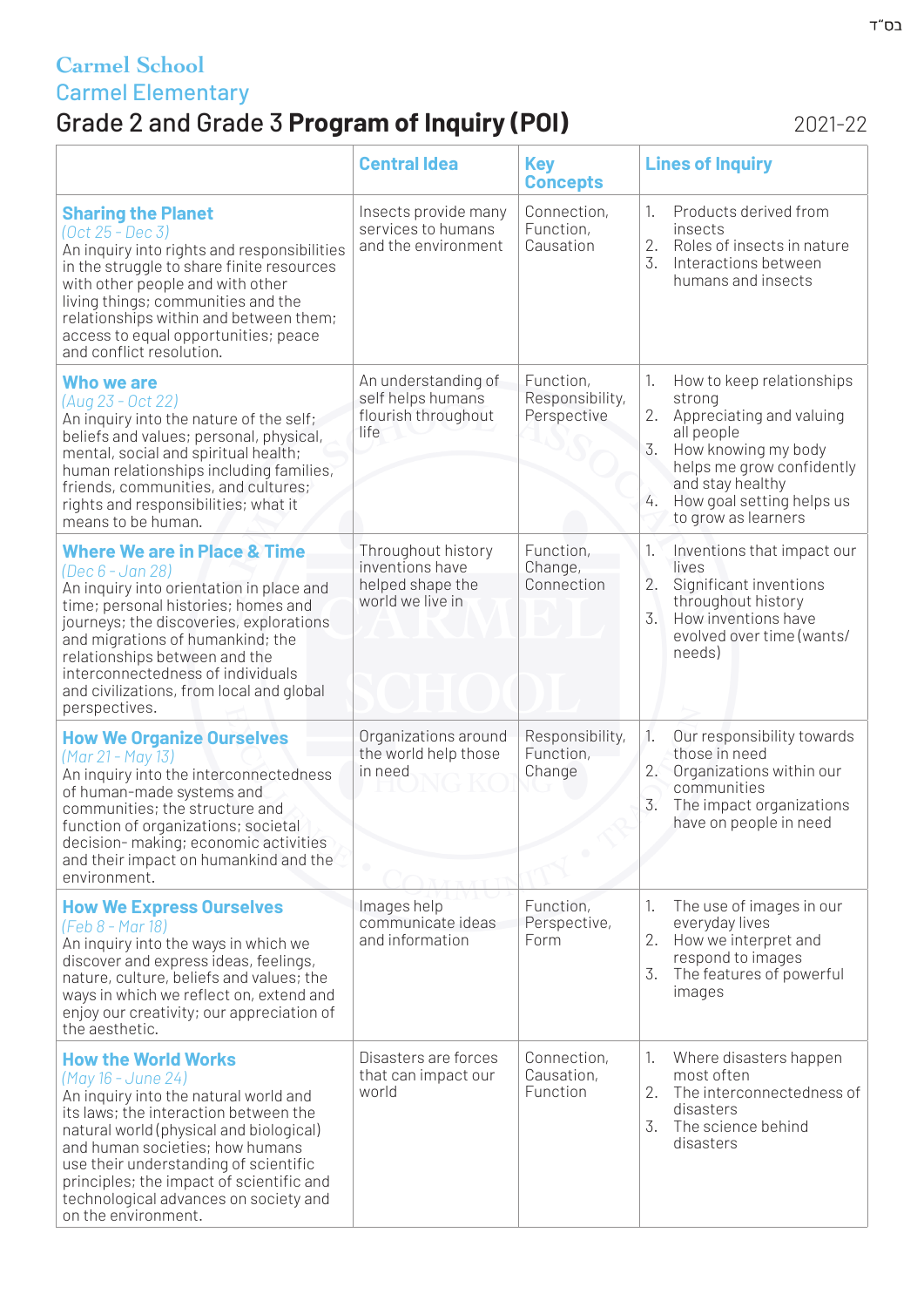בס"ד

**Carmel School**

Carmel Elementary

# Grade 2 and Grade 3 **Program of Inquiry (POI)**

2021-22

| | Central Idea | Key Concepts | Lines of Inquiry |
|---|---|---|---|
| **Sharing the Planet** *(Oct 25 - Dec 3)* An inquiry into rights and responsibilities in the struggle to share finite resources with other people and with other living things; communities and the relationships within and between them; access to equal opportunities; peace and conflict resolution. | Insects provide many services to humans and the environment | Connection, Function, Causation | 1. Products derived from insects 2. Roles of insects in nature 3. Interactions between humans and insects |
| **Who we are** *(Aug 23 - Oct 22)* An inquiry into the nature of the self; beliefs and values; personal, physical, mental, social and spiritual health; human relationships including families, friends, communities, and cultures; rights and responsibilities; what it means to be human. | An understanding of self helps humans flourish throughout life | Function, Responsibility, Perspective | 1. How to keep relationships strong 2. Appreciating and valuing all people 3. How knowing my body helps me grow confidently and stay healthy 4. How goal setting helps us to grow as learners |
| **Where We are in Place & Time** *(Dec 6 - Jan 28)* An inquiry into orientation in place and time; personal histories; homes and journeys; the discoveries, explorations and migrations of humankind; the relationships between and the interconnectedness of individuals and civilizations, from local and global perspectives. | Throughout history inventions have helped shape the world we live in | Function, Change, Connection | 1. Inventions that impact our lives 2. Significant inventions throughout history 3. How inventions have evolved over time (wants/ needs) |
| **How We Organize Ourselves** *(Mar 21 - May 13)* An inquiry into the interconnectedness of human-made systems and communities; the structure and function of organizations; societal decision- making; economic activities and their impact on humankind and the environment. | Organizations around the world help those in need | Responsibility, Function, Change | 1. Our responsibility towards those in need 2. Organizations within our communities 3. The impact organizations have on people in need |
| **How We Express Ourselves** *(Feb 8 - Mar 18)* An inquiry into the ways in which we discover and express ideas, feelings, nature, culture, beliefs and values; the ways in which we reflect on, extend and enjoy our creativity; our appreciation of the aesthetic. | Images help communicate ideas and information | Function, Perspective, Form | 1. The use of images in our everyday lives 2. How we interpret and respond to images 3. The features of powerful images |
| **How the World Works** *(May 16 - June 24)* An inquiry into the natural world and its laws; the interaction between the natural world (physical and biological) and human societies; how humans use their understanding of scientific principles; the impact of scientific and technological advances on society and on the environment. | Disasters are forces that can impact our world | Connection, Causation, Function | 1. Where disasters happen most often 2. The interconnectedness of disasters 3. The science behind disasters |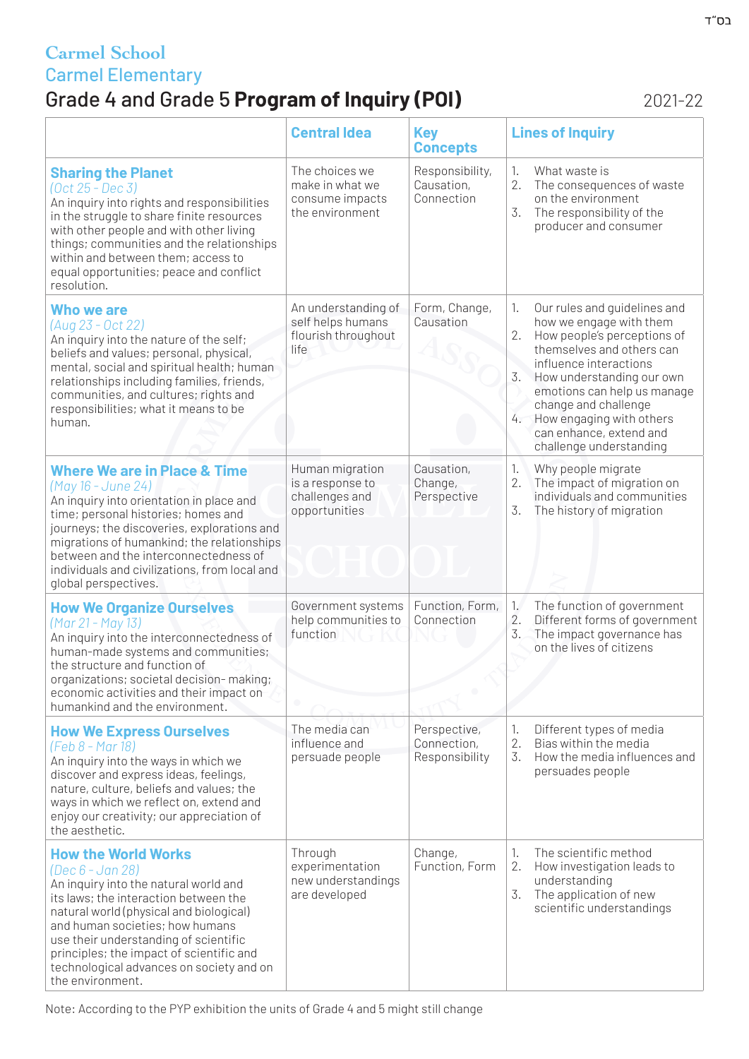בס"ד

**Carmel School**
Carmel Elementary

# Grade 4 and Grade 5 **Program of Inquiry (POI)**

2021-22

| | Central Idea | Key Concepts | Lines of Inquiry |
|---|---|---|---|
| **Sharing the Planet** *(Oct 25 - Dec 3)* An inquiry into rights and responsibilities in the struggle to share finite resources with other people and with other living things; communities and the relationships within and between them; access to equal opportunities; peace and conflict resolution. | The choices we make in what we consume impacts the environment | Responsibility, Causation, Connection | 1. What waste is 2. The consequences of waste on the environment 3. The responsibility of the producer and consumer |
| **Who we are** *(Aug 23 - Oct 22)* An inquiry into the nature of the self; beliefs and values; personal, physical, mental, social and spiritual health; human relationships including families, friends, communities, and cultures; rights and responsibilities; what it means to be human. | An understanding of self helps humans flourish throughout life | Form, Change, Causation | 1. Our rules and guidelines and how we engage with them 2. How people's perceptions of themselves and others can influence interactions 3. How understanding our own emotions can help us manage change and challenge 4. How engaging with others can enhance, extend and challenge understanding |
| **Where We are in Place & Time** *(May 16 - June 24)* An inquiry into orientation in place and time; personal histories; homes and journeys; the discoveries, explorations and migrations of humankind; the relationships between and the interconnectedness of individuals and civilizations, from local and global perspectives. | Human migration is a response to challenges and opportunities | Causation, Change, Perspective | 1. Why people migrate 2. The impact of migration on individuals and communities 3. The history of migration |
| **How We Organize Ourselves** *(Mar 21 - May 13)* An inquiry into the interconnectedness of human-made systems and communities; the structure and function of organizations; societal decision- making; economic activities and their impact on humankind and the environment. | Government systems help communities to function | Function, Form, Connection | 1. The function of government 2. Different forms of government 3. The impact governance has on the lives of citizens |
| **How We Express Ourselves** *(Feb 8 - Mar 18)* An inquiry into the ways in which we discover and express ideas, feelings, nature, culture, beliefs and values; the ways in which we reflect on, extend and enjoy our creativity; our appreciation of the aesthetic. | The media can influence and persuade people | Perspective, Connection, Responsibility | 1. Different types of media 2. Bias within the media 3. How the media influences and persuades people |
| **How the World Works** *(Dec 6 - Jan 28)* An inquiry into the natural world and its laws; the interaction between the natural world (physical and biological) and human societies; how humans use their understanding of scientific principles; the impact of scientific and technological advances on society and on the environment. | Through experimentation new understandings are developed | Change, Function, Form | 1. The scientific method 2. How investigation leads to understanding 3. The application of new scientific understandings |

Note: According to the PYP exhibition the units of Grade 4 and 5 might still change